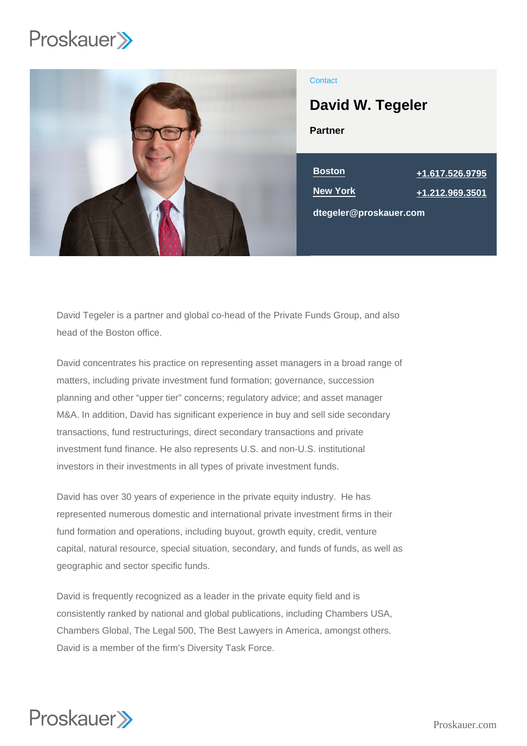Contact

# David W. Tegeler

**Partner**

**Boston** **+1.617.526.9795**

**New York** **+1.212.969.3501**

**dtegeler@proskauer.com**

David Tegeler is a partner and global co-head of the Private Funds Group, and also head of the Boston office.

David concentrates his practice on representing asset managers in a broad range of matters, including private investment fund formation; governance, succession planning and other "upper tier" concerns; regulatory advice; and asset manager M&A. In addition, David has significant experience in buy and sell side secondary transactions, fund restructurings, direct secondary transactions and private investment fund finance. He also represents U.S. and non-U.S. institutional investors in their investments in all types of private investment funds.

David has over 30 years of experience in the private equity industry. He has represented numerous domestic and international private investment firms in their fund formation and operations, including buyout, growth equity, credit, venture capital, natural resource, special situation, secondary, and funds of funds, as well as geographic and sector specific funds.

David is frequently recognized as a leader in the private equity field and is consistently ranked by national and global publications, including Chambers USA, Chambers Global, The Legal 500, The Best Lawyers in America, amongst others. David is a member of the firm's Diversity Task Force.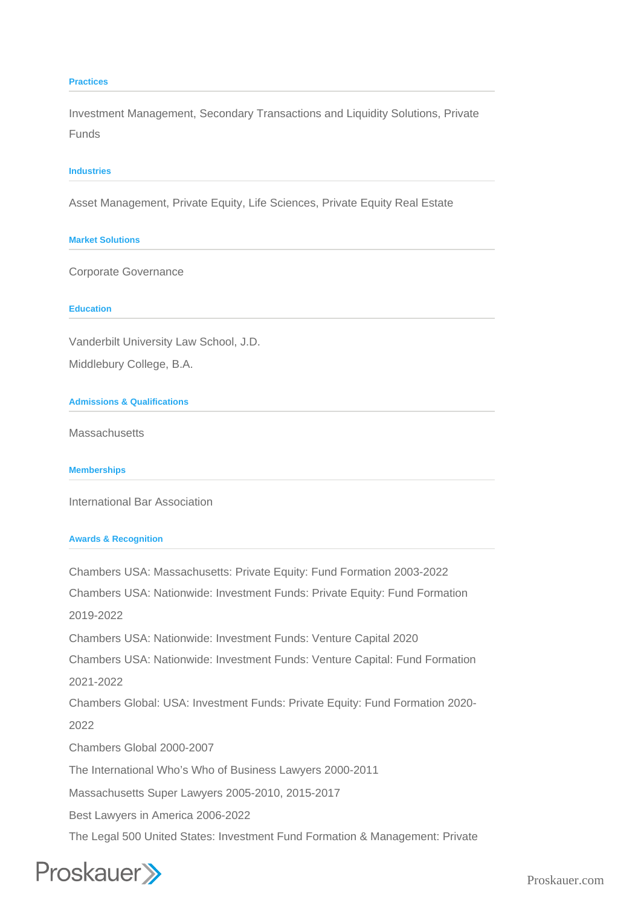## Practices

Investment Management, Secondary Transactions and Liquidity Solutions, Private Funds

## Industries

Asset Management, Private Equity, Life Sciences, Private Equity Real Estate

## Market Solutions

Corporate Governance

## Education

Vanderbilt University Law School, J.D.

Middlebury College, B.A.

## Admissions & Qualifications

Massachusetts

## Memberships

International Bar Association

## Awards & Recognition

Chambers USA: Massachusetts: Private Equity: Fund Formation 2003-2022

Chambers USA: Nationwide: Investment Funds: Private Equity: Fund Formation 2019-2022

Chambers USA: Nationwide: Investment Funds: Venture Capital 2020

Chambers USA: Nationwide: Investment Funds: Venture Capital: Fund Formation 2021-2022

Chambers Global: USA: Investment Funds: Private Equity: Fund Formation 2020-2022

Chambers Global 2000-2007

The International Who's Who of Business Lawyers 2000-2011

Massachusetts Super Lawyers 2005-2010, 2015-2017

Best Lawyers in America 2006-2022

The Legal 500 United States: Investment Fund Formation & Management: Private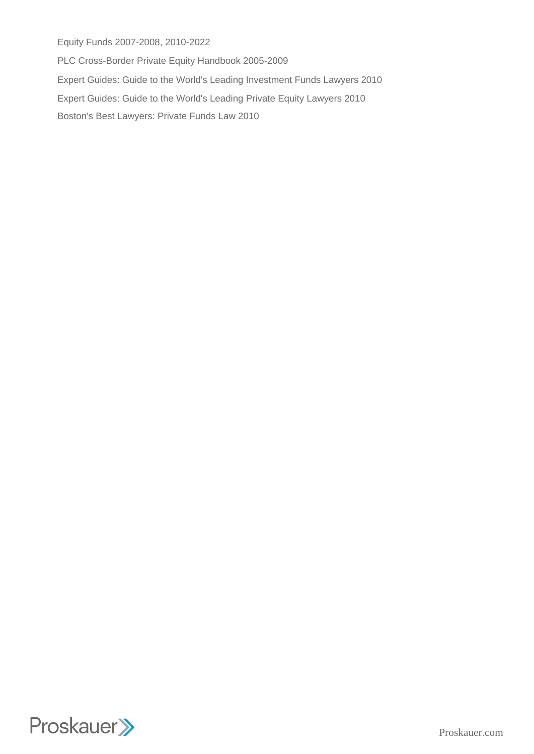Equity Funds 2007-2008, 2010-2022

PLC Cross-Border Private Equity Handbook 2005-2009

Expert Guides: Guide to the World's Leading Investment Funds Lawyers 2010

Expert Guides: Guide to the World's Leading Private Equity Lawyers 2010

Boston's Best Lawyers: Private Funds Law 2010